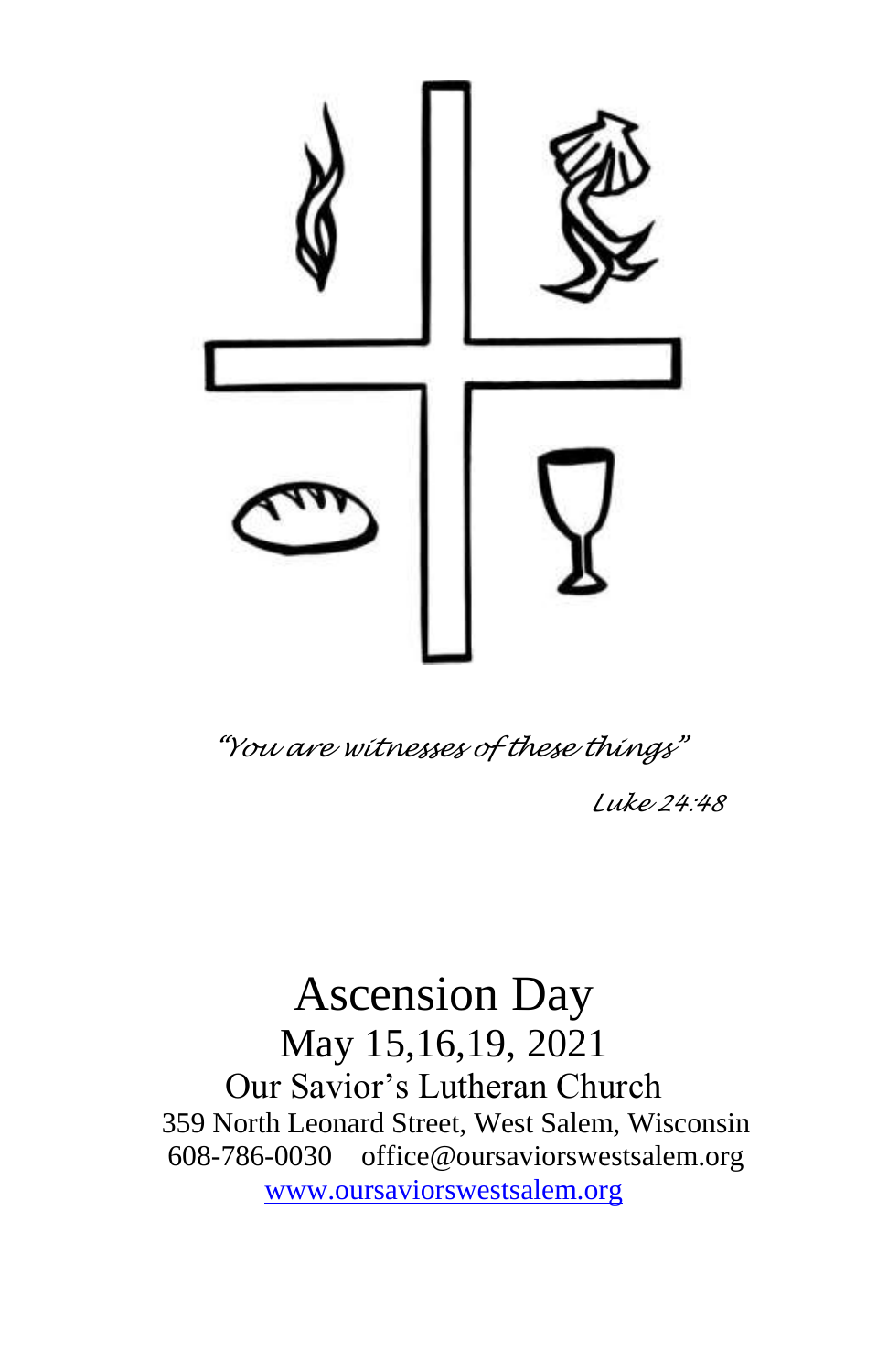

 *"You are witnesses of these things"*

*Luke 24:48*

# Ascension Day May 15,16,19, 2021 Our Savior's Lutheran Church 359 North Leonard Street, West Salem, Wisconsin 608-786-0030 office@oursaviorswestsalem.org [www.oursaviorswestsalem.org](http://www.oursaviorswestsalem.org/)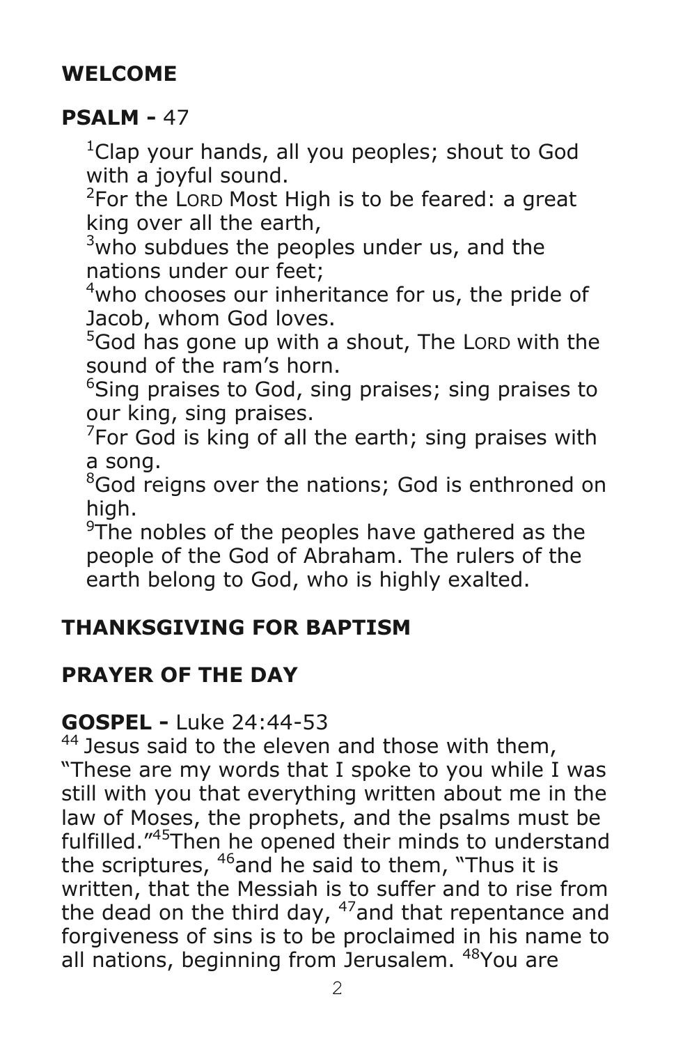#### **WELCOME**

#### **PSALM -** 47

 $1$ Clap your hands, all you peoples; shout to God with a joyful sound.

 $2$ For the LORD Most High is to be feared: a great king over all the earth,

 $3$ who subdues the peoples under us, and the nations under our feet;

<sup>4</sup>who chooses our inheritance for us, the pride of Jacob, whom God loves.

<sup>5</sup>God has gone up with a shout, The Lorp with the sound of the ram's horn.

 $6$ Sing praises to God, sing praises; sing praises to our king, sing praises.

 $7$ For God is king of all the earth; sing praises with a song.

 $8$ God reigns over the nations; God is enthroned on high.

 $9$ The nobles of the peoples have gathered as the people of the God of Abraham. The rulers of the earth belong to God, who is highly exalted.

### **THANKSGIVING FOR BAPTISM**

### **PRAYER OF THE DAY**

#### **GOSPEL -** Luke 24:44-53

 $44$  Jesus said to the eleven and those with them, "These are my words that I spoke to you while I was still with you that everything written about me in the law of Moses, the prophets, and the psalms must be fulfilled."<sup>45</sup>Then he opened their minds to understand the scriptures,  $46$  and he said to them, "Thus it is written, that the Messiah is to suffer and to rise from the dead on the third day,  $47$  and that repentance and forgiveness of sins is to be proclaimed in his name to all nations, beginning from Jerusalem. <sup>48</sup>You are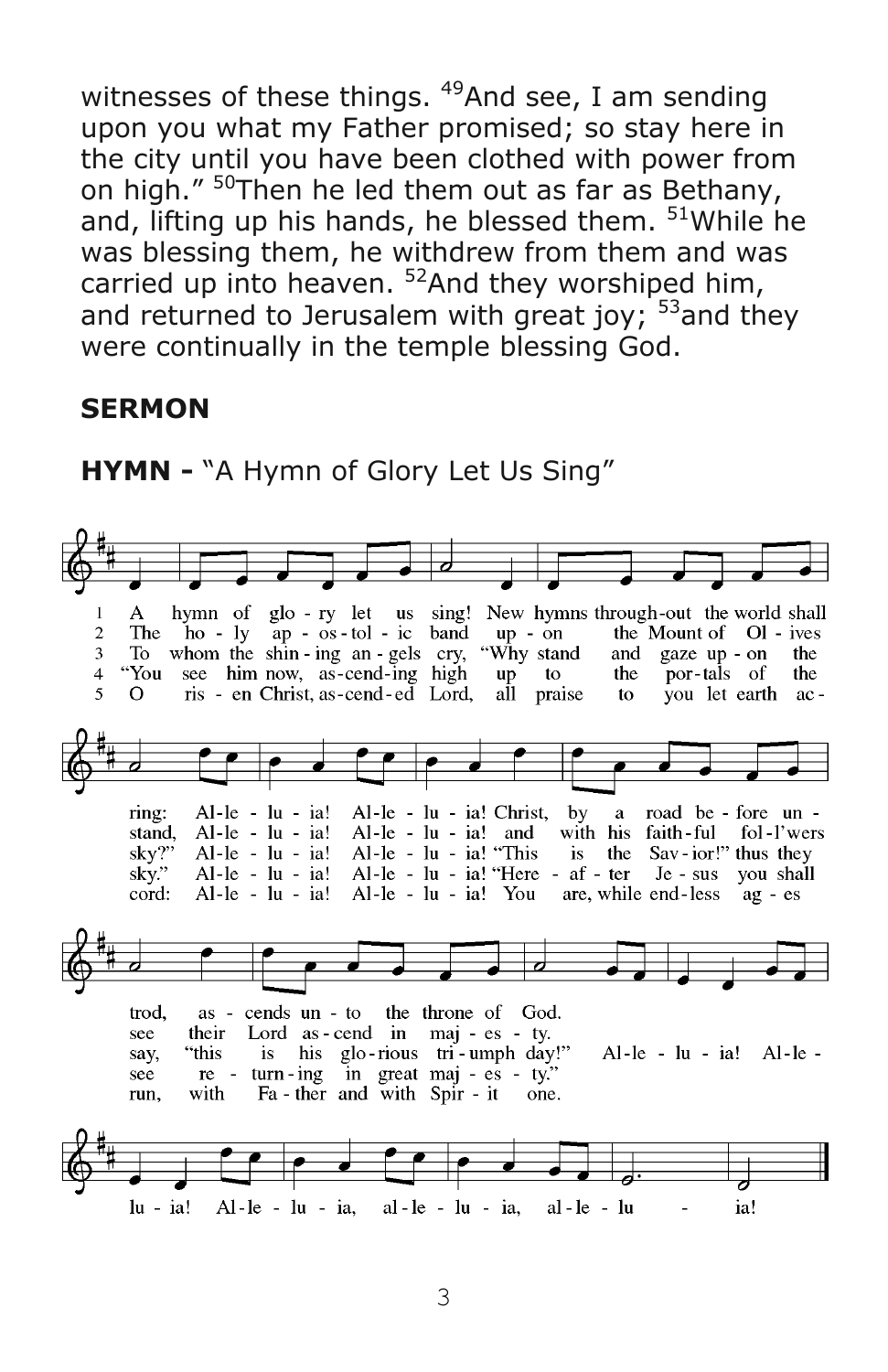witnesses of these things.  $49$ And see, I am sending upon you what my Father promised; so stay here in the city until you have been clothed with power from on high." <sup>50</sup>Then he led them out as far as Bethany, and, lifting up his hands, he blessed them. <sup>51</sup>While he was blessing them, he withdrew from them and was carried up into heaven.  $52$ And they worshiped him, and returned to Jerusalem with great joy;  $53$  and they were continually in the temple blessing God.

#### **SERMON**

**HYMN -** "A Hymn of Glory Let Us Sing"

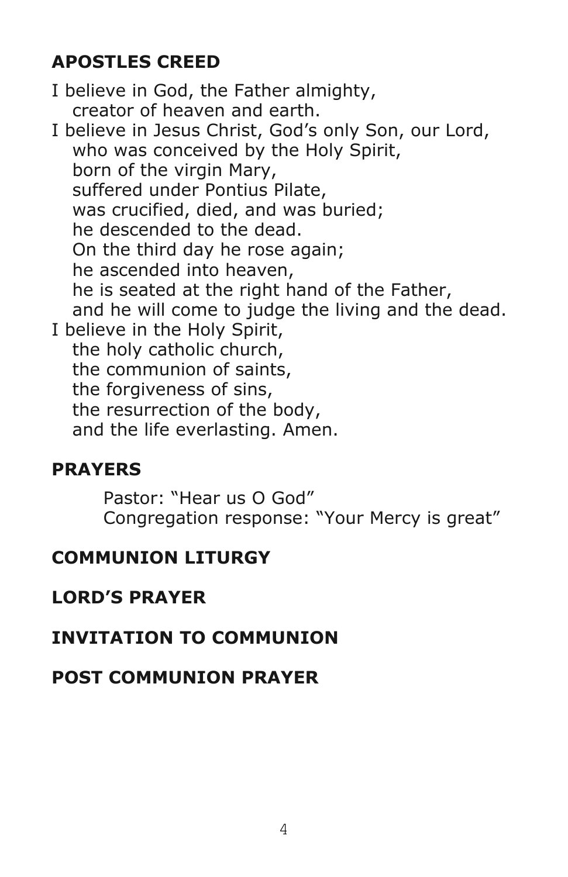## **APOSTLES CREED**

I believe in God, the Father almighty, creator of heaven and earth. I believe in Jesus Christ, God's only Son, our Lord, who was conceived by the Holy Spirit, born of the virgin Mary, suffered under Pontius Pilate, was crucified, died, and was buried; he descended to the dead. On the third day he rose again; he ascended into heaven, he is seated at the right hand of the Father, and he will come to judge the living and the dead. I believe in the Holy Spirit, the holy catholic church, the communion of saints, the forgiveness of sins, the resurrection of the body, and the life everlasting. Amen.

## **PRAYERS**

Pastor: "Hear us O God" Congregation response: "Your Mercy is great"

### **COMMUNION LITURGY**

### **LORD'S PRAYER**

#### **INVITATION TO COMMUNION**

#### **POST COMMUNION PRAYER**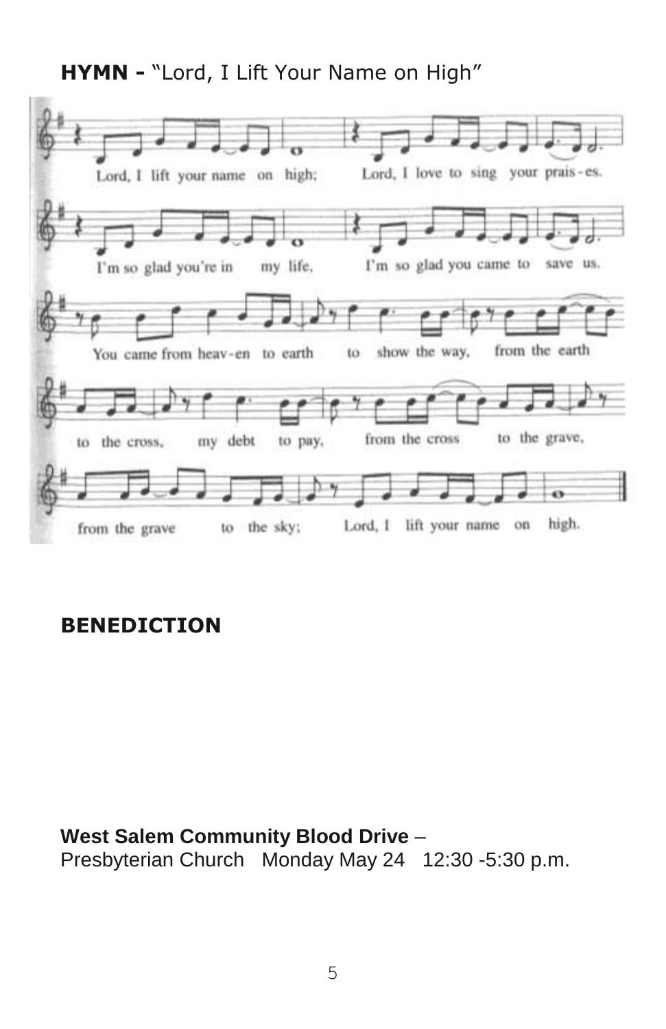**HYMN -** "Lord, I Lift Your Name on High"



#### **BENEDICTION**

#### **West Salem Community Blood Drive** –

Presbyterian Church Monday May 24 12:30 -5:30 p.m.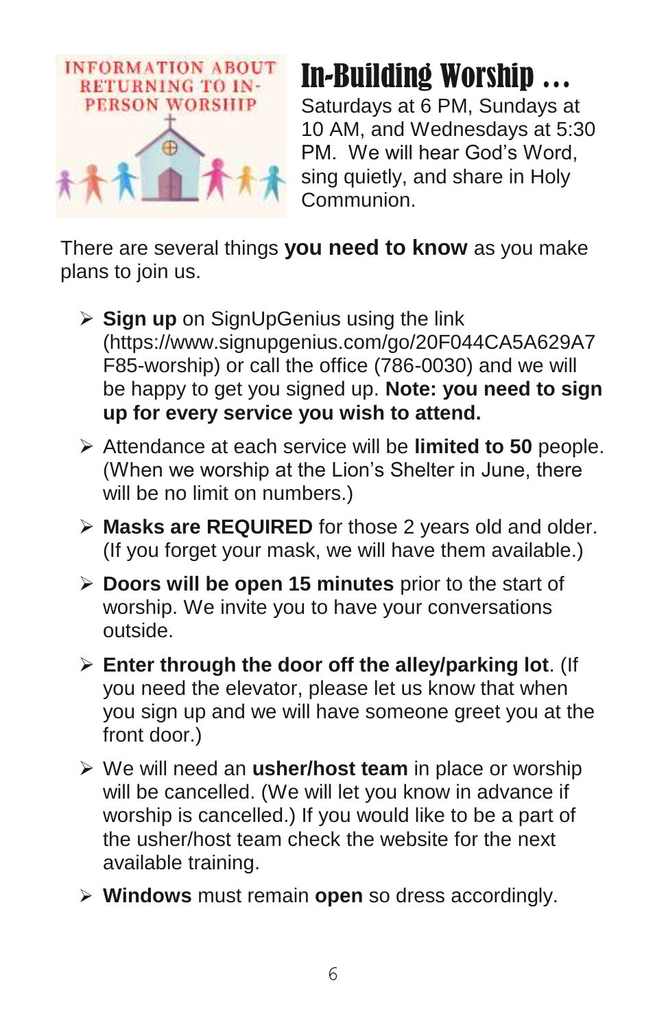

# In-Building Worship …

Saturdays at 6 PM, Sundays at 10 AM, and Wednesdays at 5:30 PM. We will hear God's Word, sing quietly, and share in Holy Communion.

There are several things **you need to know** as you make plans to join us.

- ➢ **Sign up** on SignUpGenius using the link (https://www.signupgenius.com/go/20F044CA5A629A7 F85-worship) or call the office (786-0030) and we will be happy to get you signed up. **Note: you need to sign up for every service you wish to attend.**
- ➢ Attendance at each service will be **limited to 50** people. (When we worship at the Lion's Shelter in June, there will be no limit on numbers.)
- ➢ **Masks are REQUIRED** for those 2 years old and older. (If you forget your mask, we will have them available.)
- ➢ **Doors will be open 15 minutes** prior to the start of worship. We invite you to have your conversations outside.
- ➢ **Enter through the door off the alley/parking lot**. (If you need the elevator, please let us know that when you sign up and we will have someone greet you at the front door.)
- ➢ We will need an **usher/host team** in place or worship will be cancelled. (We will let you know in advance if worship is cancelled.) If you would like to be a part of the usher/host team check the website for the next available training.
- ➢ **Windows** must remain **open** so dress accordingly.